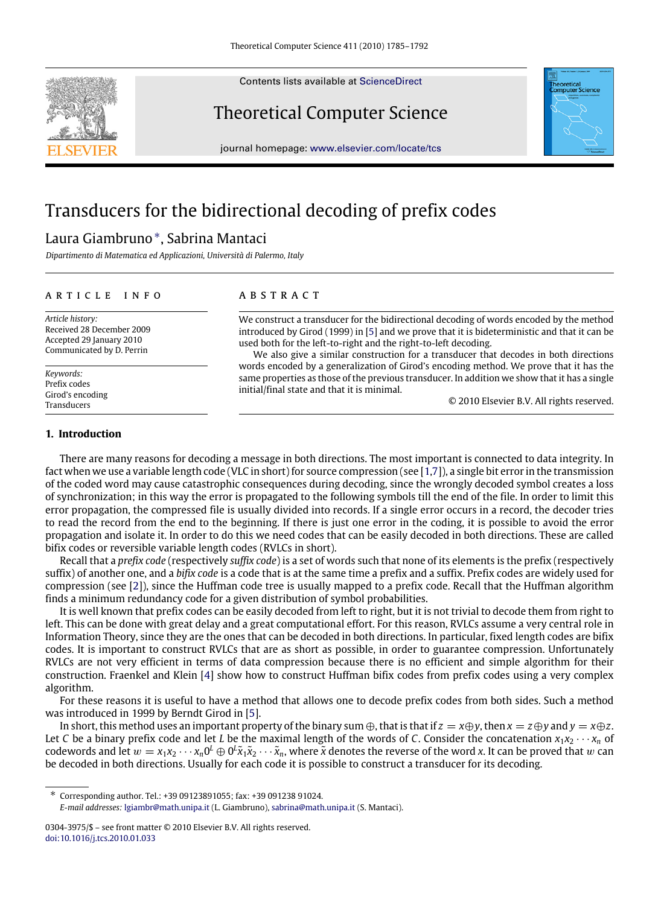# Transducers for the bidirectional decoding of prefix codes

Laura Giambruno *, Sabrina Mantaci

*Dipartimento di Matematica ed Applicazioni, Università di Palermo, Italy*

ARTICLE INFO

*Article history:*
Received 28 December 2009
Accepted 29 January 2010
Communicated by D. Perrin

*Keywords:*
Prefix codes
Girod's encoding
Transducers

ABSTRACT

We construct a transducer for the bidirectional decoding of words encoded by the method introduced by Girod (1999) in [5] and we prove that it is bideterministic and that it can be used both for the left-to-right and the right-to-left decoding.

We also give a similar construction for a transducer that decodes in both directions words encoded by a generalization of Girod's encoding method. We prove that it has the same properties as those of the previous transducer. In addition we show that it has a single initial/final state and that it is minimal.

© 2010 Elsevier B.V. All rights reserved.

## 1. Introduction

There are many reasons for decoding a message in both directions. The most important is connected to data integrity. In fact when we use a variable length code (VLC in short) for source compression (see [1,7]), a single bit error in the transmission of the coded word may cause catastrophic consequences during decoding, since the wrongly decoded symbol creates a loss of synchronization; in this way the error is propagated to the following symbols till the end of the file. In order to limit this error propagation, the compressed file is usually divided into records. If a single error occurs in a record, the decoder tries to read the record from the end to the beginning. If there is just one error in the coding, it is possible to avoid the error propagation and isolate it. In order to do this we need codes that can be easily decoded in both directions. These are called bifix codes or reversible variable length codes (RVLCs in short).

Recall that a *prefix code* (respectively *suffix code*) is a set of words such that none of its elements is the prefix (respectively suffix) of another one, and a *bifix code* is a code that is at the same time a prefix and a suffix. Prefix codes are widely used for compression (see [2]), since the Huffman code tree is usually mapped to a prefix code. Recall that the Huffman algorithm finds a minimum redundancy code for a given distribution of symbol probabilities.

It is well known that prefix codes can be easily decoded from left to right, but it is not trivial to decode them from right to left. This can be done with great delay and a great computational effort. For this reason, RVLCs assume a very central role in Information Theory, since they are the ones that can be decoded in both directions. In particular, fixed length codes are bifix codes. It is important to construct RVLCs that are as short as possible, in order to guarantee compression. Unfortunately RVLCs are not very efficient in terms of data compression because there is no efficient and simple algorithm for their construction. Fraenkel and Klein [4] show how to construct Huffman bifix codes from prefix codes using a very complex algorithm.

For these reasons it is useful to have a method that allows one to decode prefix codes from both sides. Such a method was introduced in 1999 by Berndt Girod in [5].

In short, this method uses an important property of the binary sum $\oplus$, that is that if $z = x \oplus y$, then $x = z \oplus y$ and $y = x \oplus z$. Let $C$ be a binary prefix code and let $L$ be the maximal length of the words of $C$. Consider the concatenation $x_1 x_2 \cdots x_n$ of codewords and let $w = x_1 x_2 \cdots x_n 0^L \oplus 0^L \tilde{x}_1 \tilde{x}_2 \cdots \tilde{x}_n$, where $\tilde{x}$ denotes the reverse of the word $x$. It can be proved that $w$ can be decoded in both directions. Usually for each code it is possible to construct a transducer for its decoding.

* Corresponding author. Tel.: +39 09123891055; fax: +39 091238 91024.
*E-mail addresses:* lgiambr@math.unipa.it (L. Giambruno), sabrina@math.unipa.it (S. Mantaci).

0304-3975/$ – see front matter © 2010 Elsevier B.V. All rights reserved.
doi:10.1016/j.tcs.2010.01.033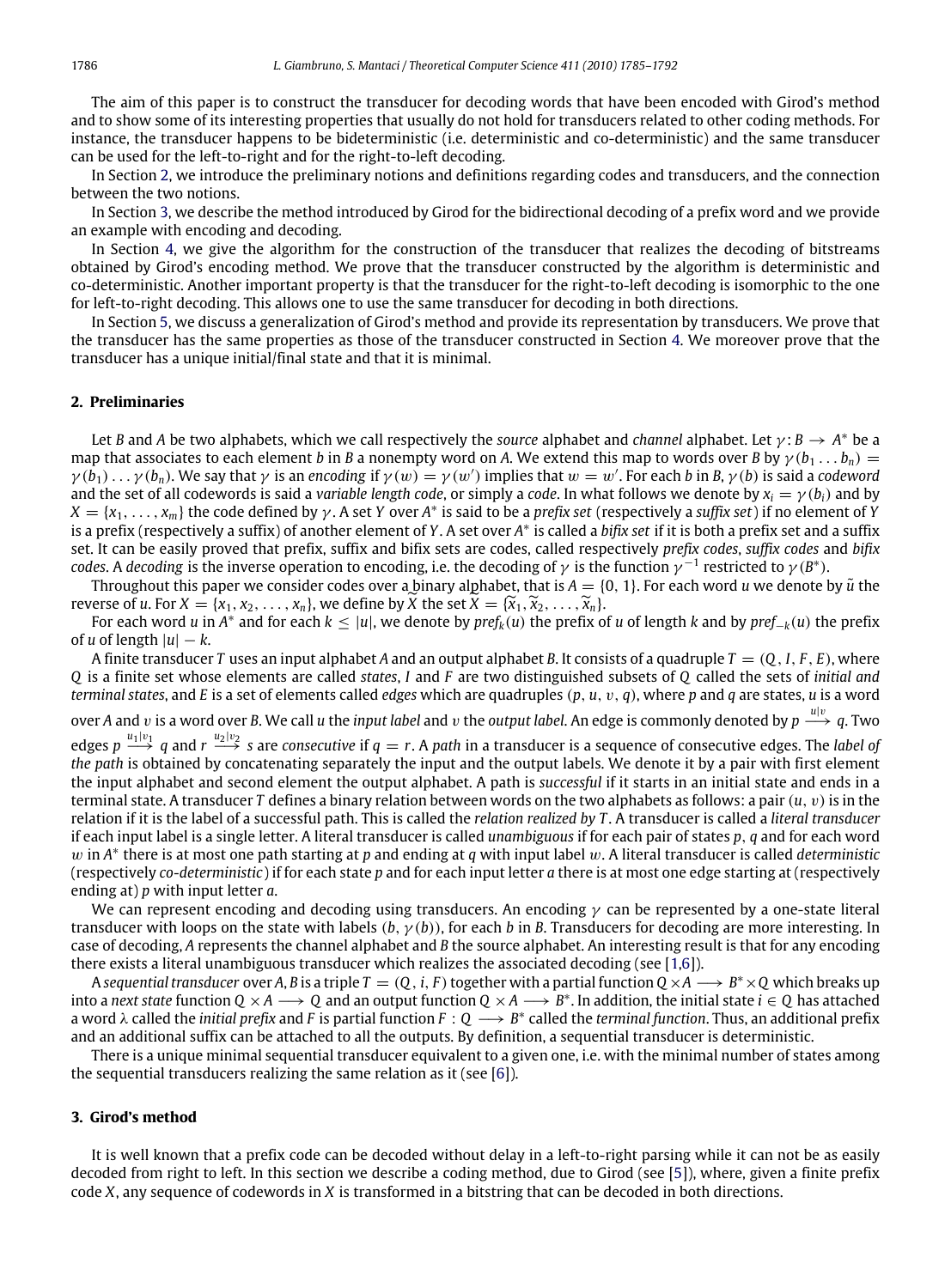The aim of this paper is to construct the transducer for decoding words that have been encoded with Girod's method and to show some of its interesting properties that usually do not hold for transducers related to other coding methods. For instance, the transducer happens to be bideterministic (i.e. deterministic and co-deterministic) and the same transducer can be used for the left-to-right and for the right-to-left decoding.

In Section 2, we introduce the preliminary notions and definitions regarding codes and transducers, and the connection between the two notions.

In Section 3, we describe the method introduced by Girod for the bidirectional decoding of a prefix word and we provide an example with encoding and decoding.

In Section 4, we give the algorithm for the construction of the transducer that realizes the decoding of bitstreams obtained by Girod's encoding method. We prove that the transducer constructed by the algorithm is deterministic and co-deterministic. Another important property is that the transducer for the right-to-left decoding is isomorphic to the one for left-to-right decoding. This allows one to use the same transducer for decoding in both directions.

In Section 5, we discuss a generalization of Girod's method and provide its representation by transducers. We prove that the transducer has the same properties as those of the transducer constructed in Section 4. We moreover prove that the transducer has a unique initial/final state and that it is minimal.

## 2. Preliminaries

Let $B$ and $A$ be two alphabets, which we call respectively the *source* alphabet and *channel* alphabet. Let $\gamma : B \to A^*$ be a map that associates to each element $b$ in $B$ a nonempty word on $A$. We extend this map to words over $B$ by $\gamma(b_1 \dots b_n) = \gamma(b_1) \dots \gamma(b_n)$. We say that $\gamma$ is an *encoding* if $\gamma(w) = \gamma(w')$ implies that $w = w'$. For each $b$ in $B$, $\gamma(b)$ is said a *codeword* and the set of all codewords is said a *variable length code*, or simply a *code*. In what follows we denote by $x_i = \gamma(b_i)$ and by $X = \{x_1, \dots, x_m\}$ the code defined by $\gamma$. A set $Y$ over $A^*$ is said to be a *prefix set* (respectively a *suffix set*) if no element of $Y$ is a prefix (respectively a suffix) of another element of $Y$. A set over $A^*$ is called a *bifix set* if it is both a prefix set and a suffix set. It can be easily proved that prefix, suffix and bifix sets are codes, called respectively *prefix codes*, *suffix codes* and *bifix codes*. A *decoding* is the inverse operation to encoding, i.e. the decoding of $\gamma$ is the function $\gamma^{-1}$ restricted to $\gamma(B^*)$.

Throughout this paper we consider codes over a binary alphabet, that is $A = \{0, 1\}$. For each word $u$ we denote by $\tilde{u}$ the reverse of $u$. For $X = \{x_1, x_2, \dots, x_n\}$, we define by $\widetilde{X}$ the set $\widetilde{X} = \{\widetilde{x}_1, \widetilde{x}_2, \dots, \widetilde{x}_n\}$.

For each word $u$ in $A^*$ and for each $k \leq |u|$, we denote by $pref_k(u)$ the prefix of $u$ of length $k$ and by $pref_{-k}(u)$ the prefix of $u$ of length $|u| - k$.

A finite transducer $T$ uses an input alphabet $A$ and an output alphabet $B$. It consists of a quadruple $T = (Q, I, F, E)$, where $Q$ is a finite set whose elements are called *states*, $I$ and $F$ are two distinguished subsets of $Q$ called the sets of *initial and terminal states*, and $E$ is a set of elements called *edges* which are quadruples $(p, u, v, q)$, where $p$ and $q$ are states, $u$ is a word over $A$ and $v$ is a word over $B$. We call $u$ the *input label* and $v$ the *output label*. An edge is commonly denoted by $p \xrightarrow{u|v} q$. Two edges $p \xrightarrow{u_1|v_1} q$ and $r \xrightarrow{u_2|v_2} s$ are *consecutive* if $q = r$. A *path* in a transducer is a sequence of consecutive edges. The *label of the path* is obtained by concatenating separately the input and the output labels. We denote it by a pair with first element the input alphabet and second element the output alphabet. A path is *successful* if it starts in an initial state and ends in a terminal state. A transducer $T$ defines a binary relation between words on the two alphabets as follows: a pair $(u, v)$ is in the relation if it is the label of a successful path. This is called the *relation realized by* $T$. A transducer is called a *literal transducer* if each input label is a single letter. A literal transducer is called *unambiguous* if for each pair of states $p$, $q$ and for each word $w$ in $A^*$ there is at most one path starting at $p$ and ending at $q$ with input label $w$. A literal transducer is called *deterministic* (respectively *co-deterministic*) if for each state $p$ and for each input letter $a$ there is at most one edge starting at (respectively ending at) $p$ with input letter $a$.

We can represent encoding and decoding using transducers. An encoding $\gamma$ can be represented by a one-state literal transducer with loops on the state with labels $(b, \gamma(b))$, for each $b$ in $B$. Transducers for decoding are more interesting. In case of decoding, $A$ represents the channel alphabet and $B$ the source alphabet. An interesting result is that for any encoding there exists a literal unambiguous transducer which realizes the associated decoding (see [1,6]).

A *sequential transducer* over $A, B$ is a triple $T = (Q, i, F)$ together with a partial function $Q \times A \longrightarrow B^* \times Q$ which breaks up into a *next state* function $Q \times A \longrightarrow Q$ and an output function $Q \times A \longrightarrow B^*$. In addition, the initial state $i \in Q$ has attached a word $\lambda$ called the *initial prefix* and $F$ is partial function $F : Q \longrightarrow B^*$ called the *terminal function*. Thus, an additional prefix and an additional suffix can be attached to all the outputs. By definition, a sequential transducer is deterministic.

There is a unique minimal sequential transducer equivalent to a given one, i.e. with the minimal number of states among the sequential transducers realizing the same relation as it (see [6]).

## 3. Girod's method

It is well known that a prefix code can be decoded without delay in a left-to-right parsing while it can not be as easily decoded from right to left. In this section we describe a coding method, due to Girod (see [5]), where, given a finite prefix code $X$, any sequence of codewords in $X$ is transformed in a bitstring that can be decoded in both directions.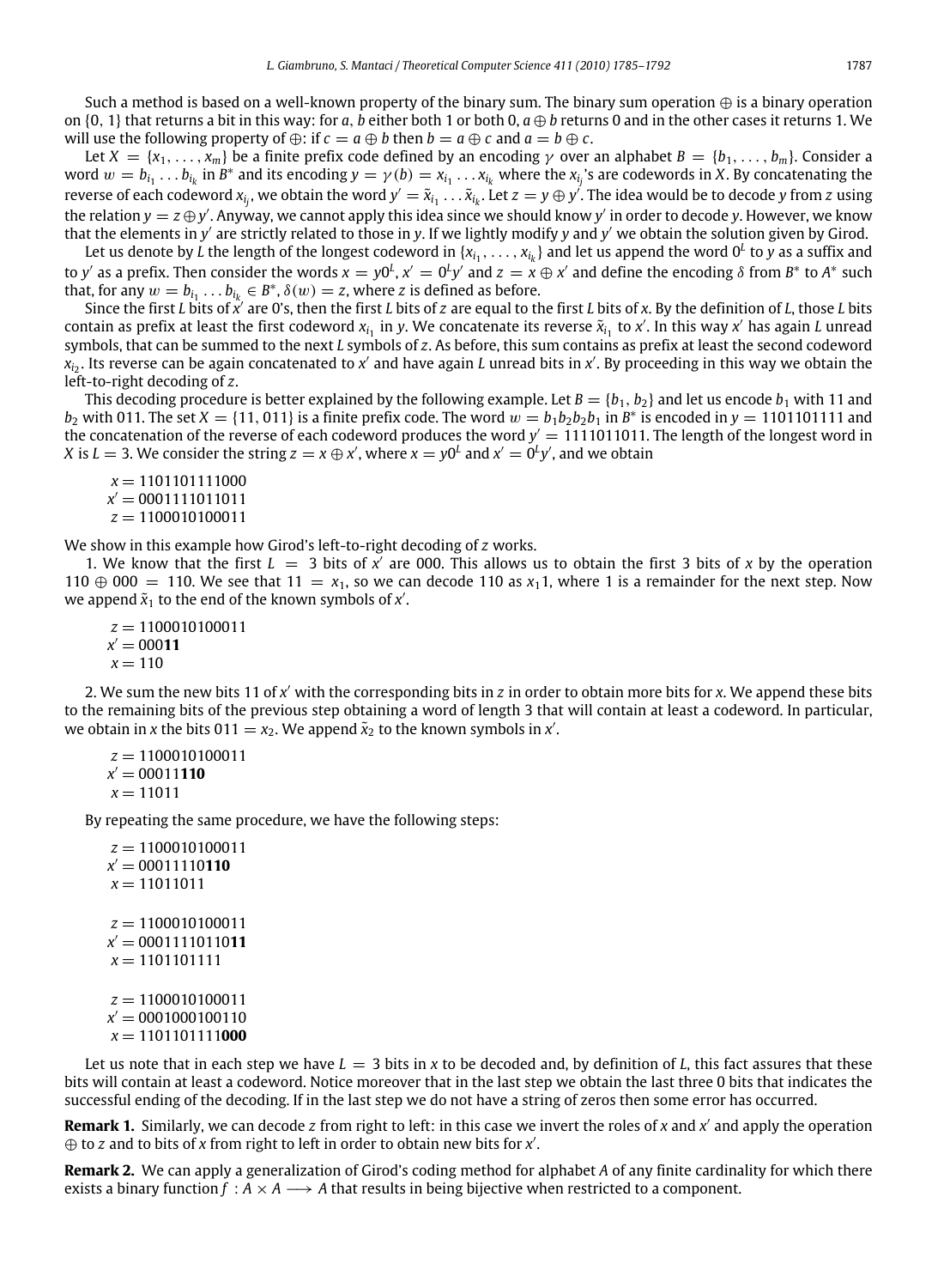Such a method is based on a well-known property of the binary sum. The binary sum operation $\oplus$ is a binary operation on $\{0, 1\}$ that returns a bit in this way: for $a, b$ either both 1 or both 0, $a \oplus b$ returns 0 and in the other cases it returns 1. We will use the following property of $\oplus$: if $c = a \oplus b$ then $b = a \oplus c$ and $a = b \oplus c$.

Let $X = \{x_1, \ldots, x_m\}$ be a finite prefix code defined by an encoding $\gamma$ over an alphabet $B = \{b_1, \ldots, b_m\}$. Consider a word $w = b_{i_1} \ldots b_{i_k}$ in $B^*$ and its encoding $y = \gamma(b) = x_{i_1} \ldots x_{i_k}$ where the $x_{i_j}$'s are codewords in $X$. By concatenating the reverse of each codeword $x_{i_j}$, we obtain the word $y' = \tilde{x}_{i_1} \ldots \tilde{x}_{i_k}$. Let $z = y \oplus y'$. The idea would be to decode $y$ from $z$ using the relation $y = z \oplus y'$. Anyway, we cannot apply this idea since we should know $y'$ in order to decode $y$. However, we know that the elements in $y'$ are strictly related to those in $y$. If we lightly modify $y$ and $y'$ we obtain the solution given by Girod.

Let us denote by $L$ the length of the longest codeword in $\{x_{i_1}, \ldots, x_{i_k}\}$ and let us append the word $0^L$ to $y$ as a suffix and to $y'$ as a prefix. Then consider the words $x = y0^L$, $x' = 0^L y'$ and $z = x \oplus x'$ and define the encoding $\delta$ from $B^*$ to $A^*$ such that, for any $w = b_{i_1} \ldots b_{i_k} \in B^*$, $\delta(w) = z$, where $z$ is defined as before.

Since the first $L$ bits of $x'$ are 0's, then the first $L$ bits of $z$ are equal to the first $L$ bits of $x$. By the definition of $L$, those $L$ bits contain as prefix at least the first codeword $x_{i_1}$ in $y$. We concatenate its reverse $\tilde{x}_{i_1}$ to $x'$. In this way $x'$ has again $L$ unread symbols, that can be summed to the next $L$ symbols of $z$. As before, this sum contains as prefix at least the second codeword $x_{i_2}$. Its reverse can be again concatenated to $x'$ and have again $L$ unread bits in $x'$. By proceeding in this way we obtain the left-to-right decoding of $z$.

This decoding procedure is better explained by the following example. Let $B = \{b_1, b_2\}$ and let us encode $b_1$ with 11 and $b_2$ with 011. The set $X = \{11, 011\}$ is a finite prefix code. The word $w = b_1 b_2 b_2 b_1$ in $B^*$ is encoded in $y = 1101101111$ and the concatenation of the reverse of each codeword produces the word $y' = 1111011011$. The length of the longest word in $X$ is $L = 3$. We consider the string $z = x \oplus x'$, where $x = y0^L$ and $x' = 0^L y'$, and we obtain

$x = 1101101111000$
$x' = 0001111011011$
$z = 1100010100011$

We show in this example how Girod's left-to-right decoding of $z$ works.

1. We know that the first $L = 3$ bits of $x'$ are 000. This allows us to obtain the first 3 bits of $x$ by the operation $110 \oplus 000 = 110$. We see that $11 = x_1$, so we can decode 110 as $x_1 1$, where 1 is a remainder for the next step. Now we append $\tilde{x}_1$ to the end of the known symbols of $x'$.

$z = 1100010100011$
$x' = 000\mathbf{11}$
$x = 110$

2. We sum the new bits 11 of $x'$ with the corresponding bits in $z$ in order to obtain more bits for $x$. We append these bits to the remaining bits of the previous step obtaining a word of length 3 that will contain at least a codeword. In particular, we obtain in $x$ the bits $011 = x_2$. We append $\tilde{x}_2$ to the known symbols in $x'$.

$z = 1100010100011$
$x' = 00011\mathbf{110}$
$x = 11011$

By repeating the same procedure, we have the following steps:

$z = 1100010100011$
$x' = 00011110\mathbf{110}$
$x = 11011011$

$z = 1100010100011$
$x' = 00011110110\mathbf{11}$
$x = 1101101111$

$z = 1100010100011$
$x' = 0001000100110$
$x = 1101101111\mathbf{000}$

Let us note that in each step we have $L = 3$ bits in $x$ to be decoded and, by definition of $L$, this fact assures that these bits will contain at least a codeword. Notice moreover that in the last step we obtain the last three 0 bits that indicates the successful ending of the decoding. If in the last step we do not have a string of zeros then some error has occurred.

**Remark 1.** Similarly, we can decode $z$ from right to left: in this case we invert the roles of $x$ and $x'$ and apply the operation $\oplus$ to $z$ and to bits of $x$ from right to left in order to obtain new bits for $x'$.

**Remark 2.** We can apply a generalization of Girod's coding method for alphabet $A$ of any finite cardinality for which there exists a binary function $f : A \times A \longrightarrow A$ that results in being bijective when restricted to a component.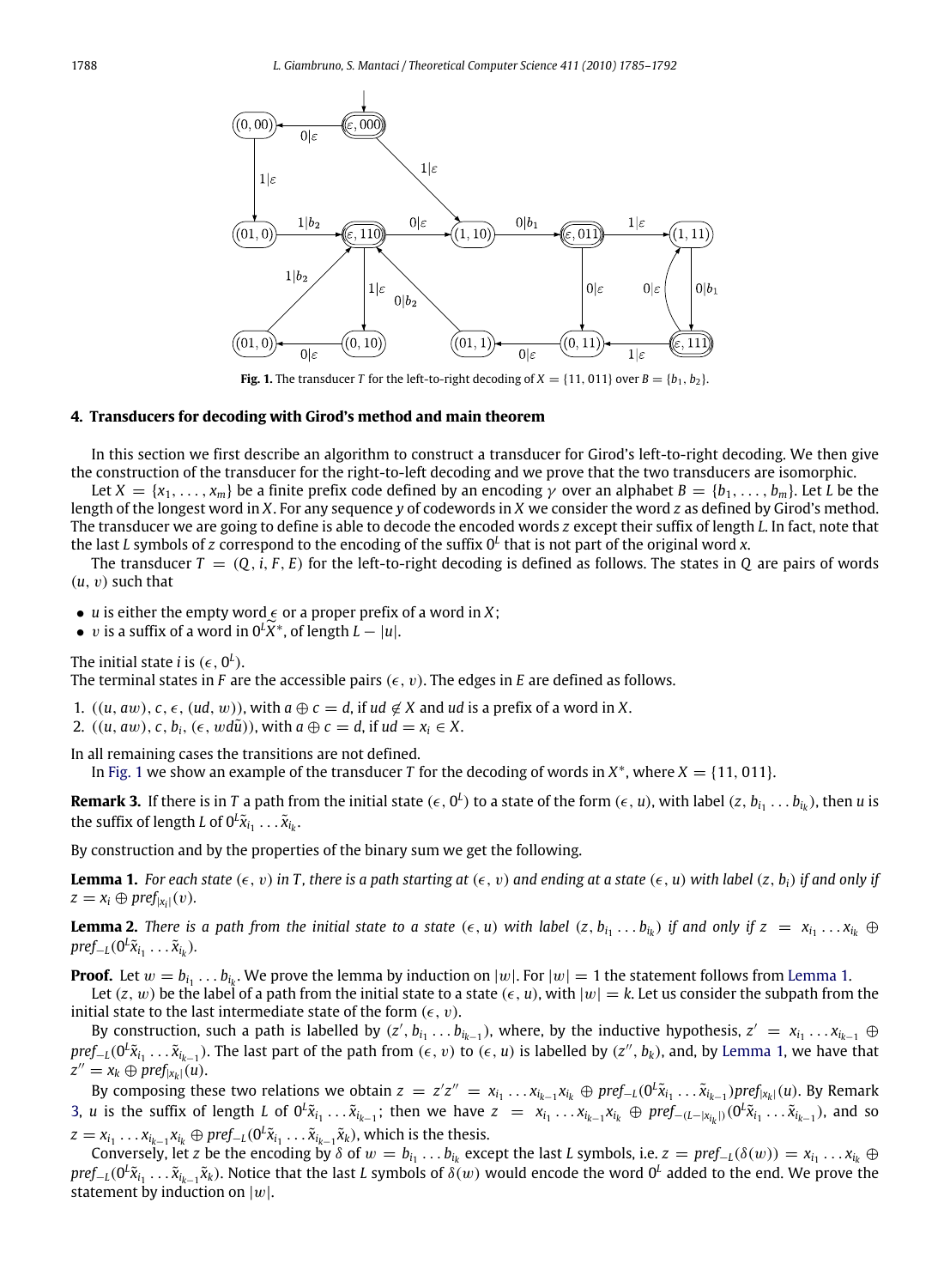**Fig. 1.** The transducer $T$ for the left-to-right decoding of $X = \{11, 011\}$ over $B = \{b_1, b_2\}$.

## 4. Transducers for decoding with Girod's method and main theorem

In this section we first describe an algorithm to construct a transducer for Girod's left-to-right decoding. We then give the construction of the transducer for the right-to-left decoding and we prove that the two transducers are isomorphic.

Let $X = \{x_1, \ldots, x_m\}$ be a finite prefix code defined by an encoding $\gamma$ over an alphabet $B = \{b_1, \ldots, b_m\}$. Let $L$ be the length of the longest word in $X$. For any sequence $y$ of codewords in $X$ we consider the word $z$ as defined by Girod's method. The transducer we are going to define is able to decode the encoded words $z$ except their suffix of length $L$. In fact, note that the last $L$ symbols of $z$ correspond to the encoding of the suffix $0^L$ that is not part of the original word $x$.

The transducer $T = (Q, i, F, E)$ for the left-to-right decoding is defined as follows. The states in $Q$ are pairs of words $(u, v)$ such that

- $u$ is either the empty word $\epsilon$ or a proper prefix of a word in $X$;
- $v$ is a suffix of a word in $0^L\widetilde{X}^*$, of length $L - |u|$.

The initial state $i$ is $(\epsilon, 0^L)$.
The terminal states in $F$ are the accessible pairs $(\epsilon, v)$. The edges in $E$ are defined as follows.

1. $((u, aw), c, \epsilon, (ud, w))$, with $a \oplus c = d$, if $ud \notin X$ and $ud$ is a prefix of a word in $X$.
2. $((u, aw), c, b_i, (\epsilon, wd\tilde{u}))$, with $a \oplus c = d$, if $ud = x_i \in X$.

In all remaining cases the transitions are not defined.

In Fig. 1 we show an example of the transducer $T$ for the decoding of words in $X^*$, where $X = \{11, 011\}$.

**Remark 3.** If there is in $T$ a path from the initial state $(\epsilon, 0^L)$ to a state of the form $(\epsilon, u)$, with label $(z, b_{i_1} \ldots b_{i_k})$, then $u$ is the suffix of length $L$ of $0^L\tilde{x}_{i_1} \ldots \tilde{x}_{i_k}$.

By construction and by the properties of the binary sum we get the following.

**Lemma 1.** *For each state $(\epsilon, v)$ in $T$, there is a path starting at $(\epsilon, v)$ and ending at a state $(\epsilon, u)$ with label $(z, b_i)$ if and only if $z = x_i \oplus pref_{|x_i|}(v)$.*

**Lemma 2.** *There is a path from the initial state to a state $(\epsilon, u)$ with label $(z, b_{i_1} \ldots b_{i_k})$ if and only if $z = x_{i_1} \ldots x_{i_k} \oplus pref_{-L}(0^L\tilde{x}_{i_1} \ldots \tilde{x}_{i_k})$.*

**Proof.** Let $w = b_{i_1} \ldots b_{i_k}$. We prove the lemma by induction on $|w|$. For $|w| = 1$ the statement follows from Lemma 1.

Let $(z, w)$ be the label of a path from the initial state to a state $(\epsilon, u)$, with $|w| = k$. Let us consider the subpath from the initial state to the last intermediate state of the form $(\epsilon, v)$.

By construction, such a path is labelled by $(z', b_{i_1} \ldots b_{i_{k-1}})$, where, by the inductive hypothesis, $z' = x_{i_1} \ldots x_{i_{k-1}} \oplus pref_{-L}(0^L\tilde{x}_{i_1} \ldots \tilde{x}_{i_{k-1}})$. The last part of the path from $(\epsilon, v)$ to $(\epsilon, u)$ is labelled by $(z'', b_k)$, and, by Lemma 1, we have that $z'' = x_k \oplus pref_{|x_k|}(u)$.

By composing these two relations we obtain $z = z'z'' = x_{i_1} \ldots x_{i_{k-1}}x_{i_k} \oplus pref_{-L}(0^L\tilde{x}_{i_1} \ldots \tilde{x}_{i_{k-1}})pref_{|x_k|}(u)$. By Remark 3, $u$ is the suffix of length $L$ of $0^L\tilde{x}_{i_1} \ldots \tilde{x}_{i_{k-1}}$; then we have $z = x_{i_1} \ldots x_{i_{k-1}}x_{i_k} \oplus pref_{-(L-|x_{i_k}|)}(0^L\tilde{x}_{i_1} \ldots \tilde{x}_{i_{k-1}})$, and so $z = x_{i_1} \ldots x_{i_{k-1}}x_{i_k} \oplus pref_{-L}(0^L\tilde{x}_{i_1} \ldots \tilde{x}_{i_{k-1}}\tilde{x}_k)$, which is the thesis.

Conversely, let $z$ be the encoding by $\delta$ of $w = b_{i_1} \ldots b_{i_k}$ except the last $L$ symbols, i.e. $z = pref_{-L}(\delta(w)) = x_{i_1} \ldots x_{i_k} \oplus pref_{-L}(0^L\tilde{x}_{i_1} \ldots \tilde{x}_{i_{k-1}}\tilde{x}_k)$. Notice that the last $L$ symbols of $\delta(w)$ would encode the word $0^L$ added to the end. We prove the statement by induction on $|w|$.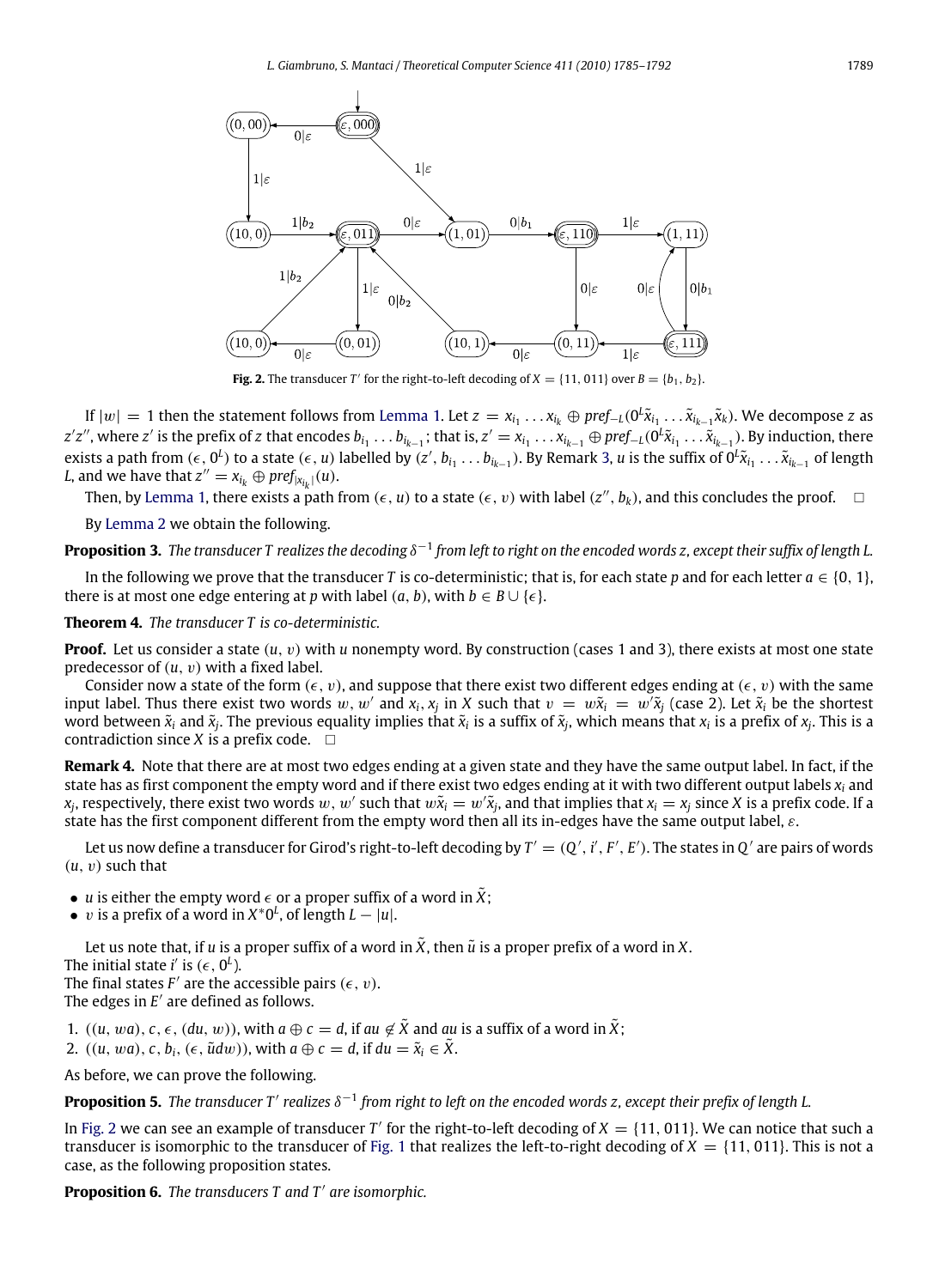**Fig. 2.** The transducer $T'$ for the right-to-left decoding of $X = \{11, 011\}$ over $B = \{b_1, b_2\}$.

If $|w| = 1$ then the statement follows from Lemma 1. Let $z = x_{i_1} \dots x_{i_k} \oplus pref_{-L}(0^L \tilde{x}_{i_1} \dots \tilde{x}_{i_{k-1}} \tilde{x}_k)$. We decompose $z$ as $z'z''$, where $z'$ is the prefix of $z$ that encodes $b_{i_1} \dots b_{i_{k-1}}$; that is, $z' = x_{i_1} \dots x_{i_{k-1}} \oplus pref_{-L}(0^L \tilde{x}_{i_1} \dots \tilde{x}_{i_{k-1}})$. By induction, there exists a path from $(\epsilon, 0^L)$ to a state $(\epsilon, u)$ labelled by $(z', b_{i_1} \dots b_{i_{k-1}})$. By Remark 3, $u$ is the suffix of $0^L \tilde{x}_{i_1} \dots \tilde{x}_{i_{k-1}}$ of length $L$, and we have that $z'' = x_{i_k} \oplus pref_{|x_{i_k}|}(u)$.

Then, by Lemma 1, there exists a path from $(\epsilon, u)$ to a state $(\epsilon, v)$ with label $(z'', b_k)$, and this concludes the proof. $\square$

By Lemma 2 we obtain the following.

**Proposition 3.** *The transducer $T$ realizes the decoding $\delta^{-1}$ from left to right on the encoded words $z$, except their suffix of length $L$.*

In the following we prove that the transducer $T$ is co-deterministic; that is, for each state $p$ and for each letter $a \in \{0, 1\}$, there is at most one edge entering at $p$ with label $(a, b)$, with $b \in B \cup \{\epsilon\}$.

**Theorem 4.** *The transducer $T$ is co-deterministic.*

**Proof.** Let us consider a state $(u, v)$ with $u$ nonempty word. By construction (cases 1 and 3), there exists at most one state predecessor of $(u, v)$ with a fixed label.

Consider now a state of the form $(\epsilon, v)$, and suppose that there exist two different edges ending at $(\epsilon, v)$ with the same input label. Thus there exist two words $w, w'$ and $x_i, x_j$ in $X$ such that $v = w\tilde{x}_i = w'\tilde{x}_j$ (case 2). Let $\tilde{x}_i$ be the shortest word between $\tilde{x}_i$ and $\tilde{x}_j$. The previous equality implies that $\tilde{x}_i$ is a suffix of $\tilde{x}_j$, which means that $x_i$ is a prefix of $x_j$. This is a contradiction since $X$ is a prefix code. $\square$

**Remark 4.** Note that there are at most two edges ending at a given state and they have the same output label. In fact, if the state has as first component the empty word and if there exist two edges ending at it with two different output labels $x_i$ and $x_j$, respectively, there exist two words $w, w'$ such that $w\tilde{x}_i = w'\tilde{x}_j$, and that implies that $x_i = x_j$ since $X$ is a prefix code. If a state has the first component different from the empty word then all its in-edges have the same output label, $\epsilon$.

Let us now define a transducer for Girod's right-to-left decoding by $T' = (Q', i', F', E')$. The states in $Q'$ are pairs of words $(u, v)$ such that

- $u$ is either the empty word $\epsilon$ or a proper suffix of a word in $\tilde{X}$;
- $v$ is a prefix of a word in $X^*0^L$, of length $L - |u|$.

Let us note that, if $u$ is a proper suffix of a word in $\tilde{X}$, then $\tilde{u}$ is a proper prefix of a word in $X$.
The initial state $i'$ is $(\epsilon, 0^L)$.
The final states $F'$ are the accessible pairs $(\epsilon, v)$.
The edges in $E'$ are defined as follows.

1. $((u, wa), c, \epsilon, (du, w))$, with $a \oplus c = d$, if $au \notin \tilde{X}$ and $au$ is a suffix of a word in $\tilde{X}$;
2. $((u, wa), c, b_i, (\epsilon, \tilde{u}dw))$, with $a \oplus c = d$, if $du = \tilde{x}_i \in \tilde{X}$.

As before, we can prove the following.

**Proposition 5.** *The transducer $T'$ realizes $\delta^{-1}$ from right to left on the encoded words $z$, except their prefix of length $L$.*

In Fig. 2 we can see an example of transducer $T'$ for the right-to-left decoding of $X = \{11, 011\}$. We can notice that such a transducer is isomorphic to the transducer of Fig. 1 that realizes the left-to-right decoding of $X = \{11, 011\}$. This is not a case, as the following proposition states.

**Proposition 6.** *The transducers $T$ and $T'$ are isomorphic.*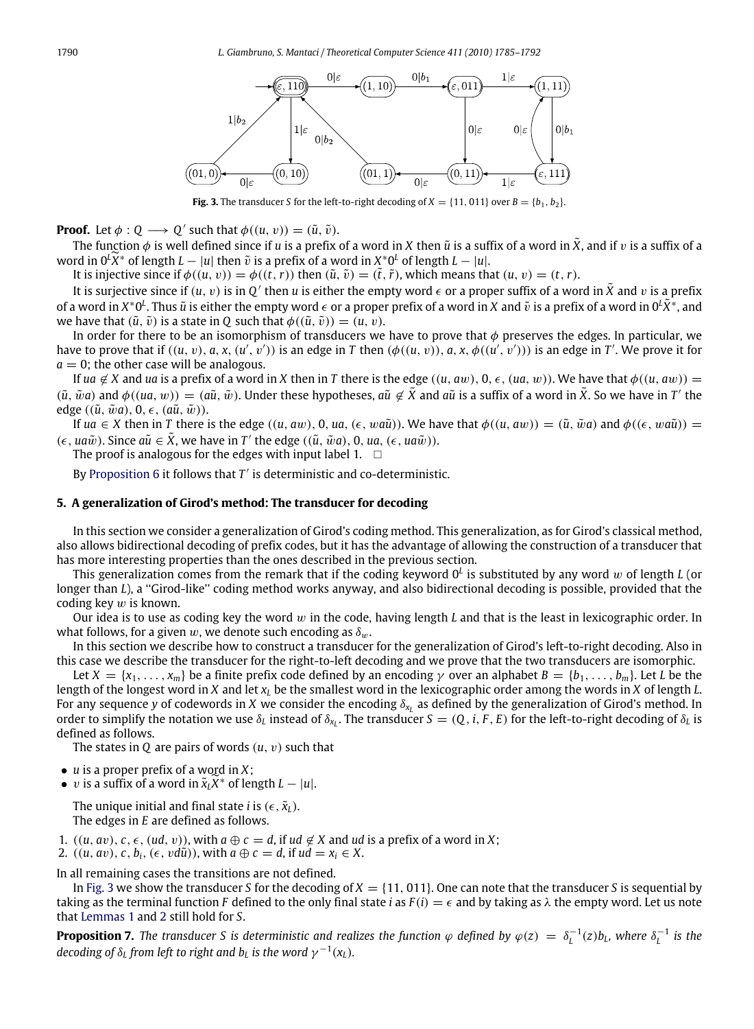Fig. 3. The transducer $S$ for the left-to-right decoding of $X = \{11, 011\}$ over $B = \{b_1, b_2\}$.

**Proof.** Let $\phi : Q \longrightarrow Q'$ such that $\phi((u, v)) = (\tilde{u}, \tilde{v})$.

The function $\phi$ is well defined since if $u$ is a prefix of a word in $X$ then $\tilde{u}$ is a suffix of a word in $\tilde{X}$, and if $v$ is a suffix of a word in $0^L\tilde{X}^*$ of length $L - |u|$ then $\tilde{v}$ is a prefix of a word in $X^*0^L$ of length $L - |u|$.

It is injective since if $\phi((u, v)) = \phi((t, r))$ then $(\tilde{u}, \tilde{v}) = (\tilde{t}, \tilde{r})$, which means that $(u, v) = (t, r)$.

It is surjective since if $(u, v)$ is in $Q'$ then $u$ is either the empty word $\epsilon$ or a proper suffix of a word in $\tilde{X}$ and $v$ is a prefix of a word in $X^*0^L$. Thus $\tilde{u}$ is either the empty word $\epsilon$ or a proper prefix of a word in $X$ and $\tilde{v}$ is a prefix of a word in $0^L\tilde{X}^*$, and we have that $(\tilde{u}, \tilde{v})$ is a state in $Q$ such that $\phi((\tilde{u}, \tilde{v})) = (u, v)$.

In order for there to be an isomorphism of transducers we have to prove that $\phi$ preserves the edges. In particular, we have to prove that if $((u, v), a, x, (u', v'))$ is an edge in $T$ then $(\phi((u, v)), a, x, \phi((u', v')))$ is an edge in $T'$. We prove it for $a = 0$; the other case will be analogous.

If $ua \notin X$ and $ua$ is a prefix of a word in $X$ then in $T$ there is the edge $((u, aw), 0, \epsilon, (ua, w))$. We have that $\phi((u, aw)) = (\tilde{u}, \tilde{w}a)$ and $\phi((ua, w)) = (a\tilde{u}, \tilde{w})$. Under these hypotheses, $a\tilde{u} \notin \tilde{X}$ and $a\tilde{u}$ is a suffix of a word in $\tilde{X}$. So we have in $T'$ the edge $((\tilde{u}, \tilde{w}a), 0, \epsilon, (a\tilde{u}, \tilde{w}))$.

If $ua \in X$ then in $T$ there is the edge $((u, aw), 0, ua, (\epsilon, wa\tilde{u}))$. We have that $\phi((u, aw)) = (\tilde{u}, \tilde{w}a)$ and $\phi((\epsilon, wa\tilde{u})) = (\epsilon, ua\tilde{w})$. Since $a\tilde{u} \in \tilde{X}$, we have in $T'$ the edge $((\tilde{u}, \tilde{w}a), 0, ua, (\epsilon, ua\tilde{w}))$.

The proof is analogous for the edges with input label 1. $\square$

By Proposition 6 it follows that $T'$ is deterministic and co-deterministic.

## 5. A generalization of Girod's method: The transducer for decoding

In this section we consider a generalization of Girod's coding method. This generalization, as for Girod's classical method, also allows bidirectional decoding of prefix codes, but it has the advantage of allowing the construction of a transducer that has more interesting properties than the ones described in the previous section.

This generalization comes from the remark that if the coding keyword $0^L$ is substituted by any word $w$ of length $L$ (or longer than $L$), a "Girod-like" coding method works anyway, and also bidirectional decoding is possible, provided that the coding key $w$ is known.

Our idea is to use as coding key the word $w$ in the code, having length $L$ and that is the least in lexicographic order. In what follows, for a given $w$, we denote such encoding as $\delta_w$.

In this section we describe how to construct a transducer for the generalization of Girod's left-to-right decoding. Also in this case we describe the transducer for the right-to-left decoding and we prove that the two transducers are isomorphic.

Let $X = \{x_1, \ldots, x_m\}$ be a finite prefix code defined by an encoding $\gamma$ over an alphabet $B = \{b_1, \ldots, b_m\}$. Let $L$ be the length of the longest word in $X$ and let $x_L$ be the smallest word in the lexicographic order among the words in $X$ of length $L$. For any sequence $y$ of codewords in $X$ we consider the encoding $\delta_{x_L}$ as defined by the generalization of Girod's method. In order to simplify the notation we use $\delta_L$ instead of $\delta_{x_L}$. The transducer $S = (Q, i, F, E)$ for the left-to-right decoding of $\delta_L$ is defined as follows.

The states in $Q$ are pairs of words $(u, v)$ such that

- $u$ is a proper prefix of a word in $X$;
- $v$ is a suffix of a word in $\tilde{x}_L X^*$ of length $L - |u|$.

The unique initial and final state $i$ is $(\epsilon, \tilde{x}_L)$.

The edges in $E$ are defined as follows.

1. $((u, av), c, \epsilon, (ud, v))$, with $a \oplus c = d$, if $ud \notin X$ and $ud$ is a prefix of a word in $X$;
2. $((u, av), c, b_i, (\epsilon, vd\tilde{u}))$, with $a \oplus c = d$, if $ud = x_i \in X$.

In all remaining cases the transitions are not defined.

In Fig. 3 we show the transducer $S$ for the decoding of $X = \{11, 011\}$. One can note that the transducer $S$ is sequential by taking as the terminal function $F$ defined to the only final state $i$ as $F(i) = \epsilon$ and by taking as $\lambda$ the empty word. Let us note that Lemmas 1 and 2 still hold for $S$.

**Proposition 7.** *The transducer $S$ is deterministic and realizes the function $\varphi$ defined by $\varphi(z) = \delta_L^{-1}(z)b_L$, where $\delta_L^{-1}$ is the decoding of $\delta_L$ from left to right and $b_L$ is the word $\gamma^{-1}(x_L)$.*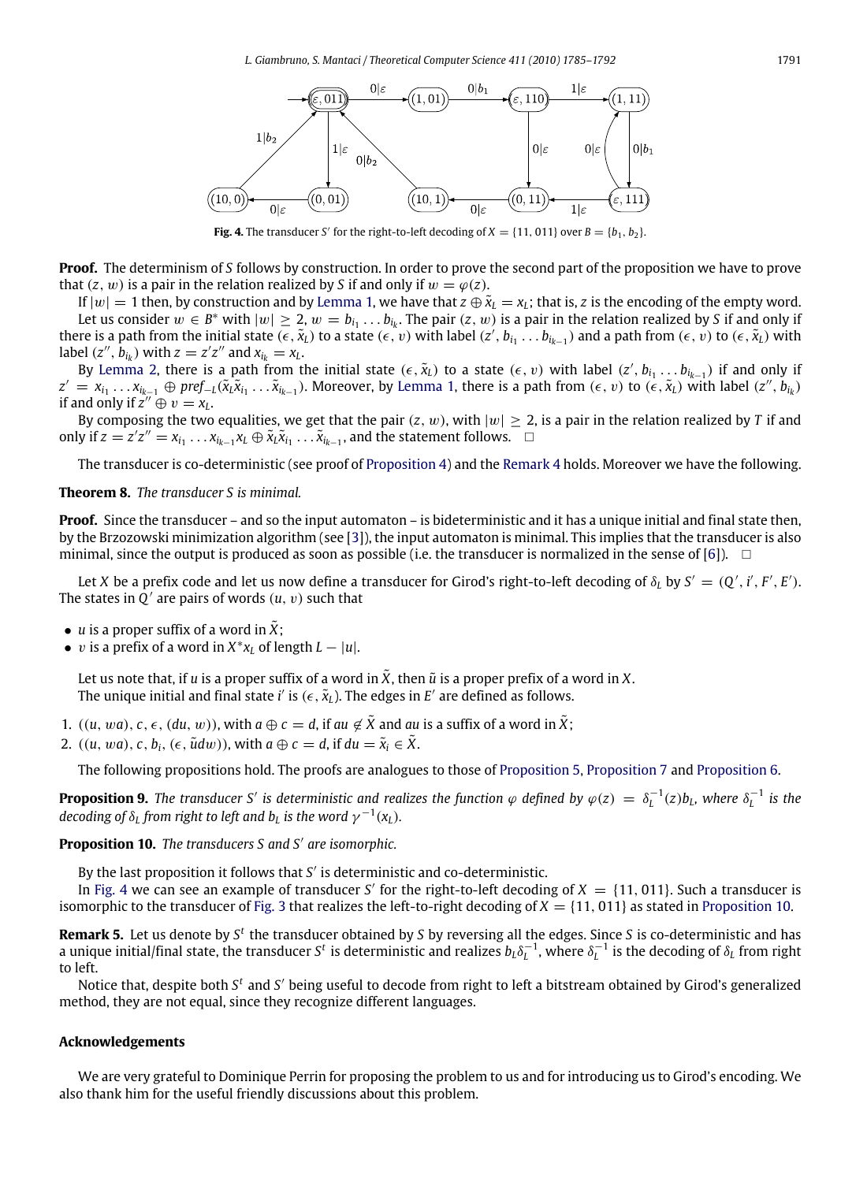**Fig. 4.** The transducer $S'$ for the right-to-left decoding of $X = \{11, 011\}$ over $B = \{b_1, b_2\}$.

**Proof.** The determinism of $S$ follows by construction. In order to prove the second part of the proposition we have to prove that $(z, w)$ is a pair in the relation realized by $S$ if and only if $w = \varphi(z)$.

If $|w| = 1$ then, by construction and by Lemma 1, we have that $z \oplus \tilde{x}_L = x_L$; that is, $z$ is the encoding of the empty word.

Let us consider $w \in B^*$ with $|w| \geq 2$, $w = b_{i_1} \dots b_{i_k}$. The pair $(z, w)$ is a pair in the relation realized by $S$ if and only if there is a path from the initial state $(\epsilon, \tilde{x}_L)$ to a state $(\epsilon, v)$ with label $(z', b_{i_1} \dots b_{i_{k-1}})$ and a path from $(\epsilon, v)$ to $(\epsilon, \tilde{x}_L)$ with label $(z'', b_{i_k})$ with $z = z'z''$ and $x_{i_k} = x_L$.

By Lemma 2, there is a path from the initial state $(\epsilon, \tilde{x}_L)$ to a state $(\epsilon, v)$ with label $(z', b_{i_1} \dots b_{i_{k-1}})$ if and only if $z' = x_{i_1} \dots x_{i_{k-1}} \oplus pref_{-L}(\tilde{x}_L \tilde{x}_{i_1} \dots \tilde{x}_{i_{k-1}})$. Moreover, by Lemma 1, there is a path from $(\epsilon, v)$ to $(\epsilon, \tilde{x}_L)$ with label $(z'', b_{i_k})$ if and only if $z'' \oplus v = x_L$.

By composing the two equalities, we get that the pair $(z, w)$, with $|w| \geq 2$, is a pair in the relation realized by $T$ if and only if $z = z'z'' = x_{i_1} \dots x_{i_{k-1}} x_L \oplus \tilde{x}_L \tilde{x}_{i_1} \dots \tilde{x}_{i_{k-1}}$, and the statement follows. $\square$

The transducer is co-deterministic (see proof of Proposition 4) and the Remark 4 holds. Moreover we have the following.

**Theorem 8.** *The transducer S is minimal.*

**Proof.** Since the transducer – and so the input automaton – is bideterministic and it has a unique initial and final state then, by the Brzozowski minimization algorithm (see [3]), the input automaton is minimal. This implies that the transducer is also minimal, since the output is produced as soon as possible (i.e. the transducer is normalized in the sense of [6]). $\square$

Let $X$ be a prefix code and let us now define a transducer for Girod's right-to-left decoding of $\delta_L$ by $S' = (Q', i', F', E')$. The states in $Q'$ are pairs of words $(u, v)$ such that

- $u$ is a proper suffix of a word in $\tilde{X}$;
- $v$ is a prefix of a word in $X^* x_L$ of length $L - |u|$.

Let us note that, if $u$ is a proper suffix of a word in $\tilde{X}$, then $\tilde{u}$ is a proper prefix of a word in $X$.

The unique initial and final state $i'$ is $(\epsilon, \tilde{x}_L)$. The edges in $E'$ are defined as follows.

1. $((u, wa), c, \epsilon, (du, w))$, with $a \oplus c = d$, if $au \notin \tilde{X}$ and $au$ is a suffix of a word in $\tilde{X}$;
2. $((u, wa), c, b_i, (\epsilon, \tilde{u}dw))$, with $a \oplus c = d$, if $du = \tilde{x}_i \in \tilde{X}$.

The following propositions hold. The proofs are analogues to those of Proposition 5, Proposition 7 and Proposition 6.

**Proposition 9.** *The transducer $S'$ is deterministic and realizes the function $\varphi$ defined by $\varphi(z) = \delta_L^{-1}(z) b_L$, where $\delta_L^{-1}$ is the decoding of $\delta_L$ from right to left and $b_L$ is the word $\gamma^{-1}(x_L)$.*

**Proposition 10.** *The transducers $S$ and $S'$ are isomorphic.*

By the last proposition it follows that $S'$ is deterministic and co-deterministic.

In Fig. 4 we can see an example of transducer $S'$ for the right-to-left decoding of $X = \{11, 011\}$. Such a transducer is isomorphic to the transducer of Fig. 3 that realizes the left-to-right decoding of $X = \{11, 011\}$ as stated in Proposition 10.

**Remark 5.** Let us denote by $S^t$ the transducer obtained by $S$ by reversing all the edges. Since $S$ is co-deterministic and has a unique initial/final state, the transducer $S^t$ is deterministic and realizes $b_L \delta_L^{-1}$, where $\delta_L^{-1}$ is the decoding of $\delta_L$ from right to left.

Notice that, despite both $S^t$ and $S'$ being useful to decode from right to left a bitstream obtained by Girod's generalized method, they are not equal, since they recognize different languages.

## Acknowledgements

We are very grateful to Dominique Perrin for proposing the problem to us and for introducing us to Girod's encoding. We also thank him for the useful friendly discussions about this problem.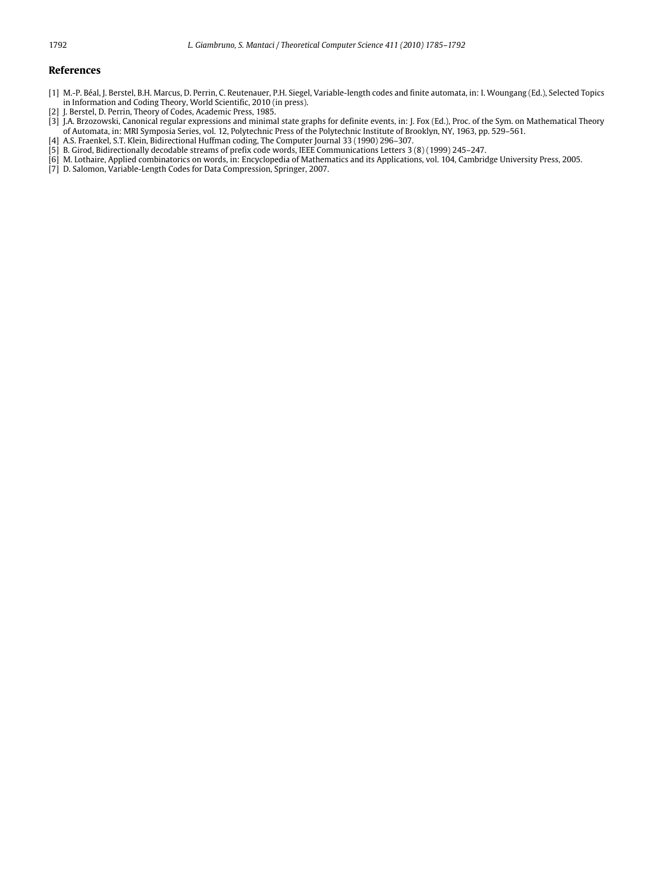## References

[1] M.-P. Béal, J. Berstel, B.H. Marcus, D. Perrin, C. Reutenauer, P.H. Siegel, Variable-length codes and finite automata, in: I. Woungang (Ed.), Selected Topics in Information and Coding Theory, World Scientific, 2010 (in press).

[2] J. Berstel, D. Perrin, Theory of Codes, Academic Press, 1985.

[3] J.A. Brzozowski, Canonical regular expressions and minimal state graphs for definite events, in: J. Fox (Ed.), Proc. of the Sym. on Mathematical Theory of Automata, in: MRI Symposia Series, vol. 12, Polytechnic Press of the Polytechnic Institute of Brooklyn, NY, 1963, pp. 529–561.

[4] A.S. Fraenkel, S.T. Klein, Bidirectional Huffman coding, The Computer Journal 33 (1990) 296–307.

[5] B. Girod, Bidirectionally decodable streams of prefix code words, IEEE Communications Letters 3 (8) (1999) 245–247.

[6] M. Lothaire, Applied combinatorics on words, in: Encyclopedia of Mathematics and its Applications, vol. 104, Cambridge University Press, 2005.

[7] D. Salomon, Variable-Length Codes for Data Compression, Springer, 2007.